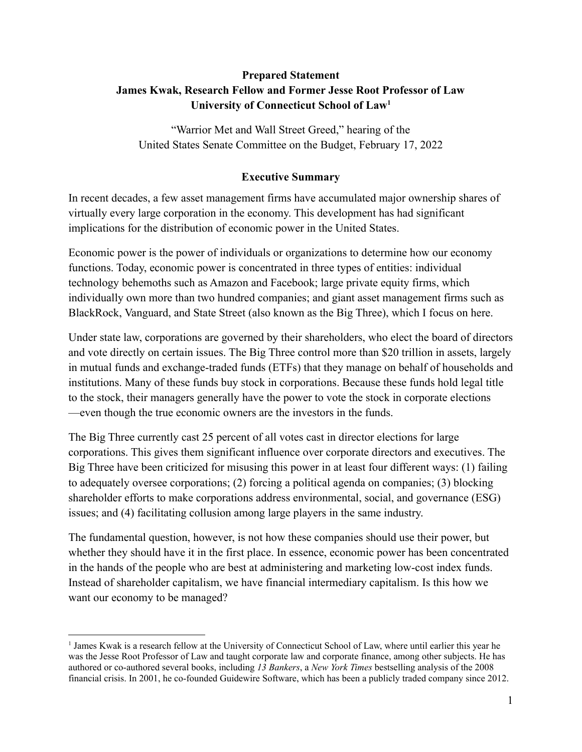**Prepared Statement**
**James Kwak, Research Fellow and Former Jesse Root Professor of Law**
**University of Connecticut School of Law[1]**

"Warrior Met and Wall Street Greed," hearing of the
United States Senate Committee on the Budget, February 17, 2022

## Executive Summary

In recent decades, a few asset management firms have accumulated major ownership shares of virtually every large corporation in the economy. This development has had significant implications for the distribution of economic power in the United States.

Economic power is the power of individuals or organizations to determine how our economy functions. Today, economic power is concentrated in three types of entities: individual technology behemoths such as Amazon and Facebook; large private equity firms, which individually own more than two hundred companies; and giant asset management firms such as BlackRock, Vanguard, and State Street (also known as the Big Three), which I focus on here.

Under state law, corporations are governed by their shareholders, who elect the board of directors and vote directly on certain issues. The Big Three control more than $20 trillion in assets, largely in mutual funds and exchange-traded funds (ETFs) that they manage on behalf of households and institutions. Many of these funds buy stock in corporations. Because these funds hold legal title to the stock, their managers generally have the power to vote the stock in corporate elections—even though the true economic owners are the investors in the funds.

The Big Three currently cast 25 percent of all votes cast in director elections for large corporations. This gives them significant influence over corporate directors and executives. The Big Three have been criticized for misusing this power in at least four different ways: (1) failing to adequately oversee corporations; (2) forcing a political agenda on companies; (3) blocking shareholder efforts to make corporations address environmental, social, and governance (ESG) issues; and (4) facilitating collusion among large players in the same industry.

The fundamental question, however, is not how these companies should use their power, but whether they should have it in the first place. In essence, economic power has been concentrated in the hands of the people who are best at administering and marketing low-cost index funds. Instead of shareholder capitalism, we have financial intermediary capitalism. Is this how we want our economy to be managed?

---

[1] James Kwak is a research fellow at the University of Connecticut School of Law, where until earlier this year he was the Jesse Root Professor of Law and taught corporate law and corporate finance, among other subjects. He has authored or co-authored several books, including *13 Bankers*, a *New York Times* bestselling analysis of the 2008 financial crisis. In 2001, he co-founded Guidewire Software, which has been a publicly traded company since 2012.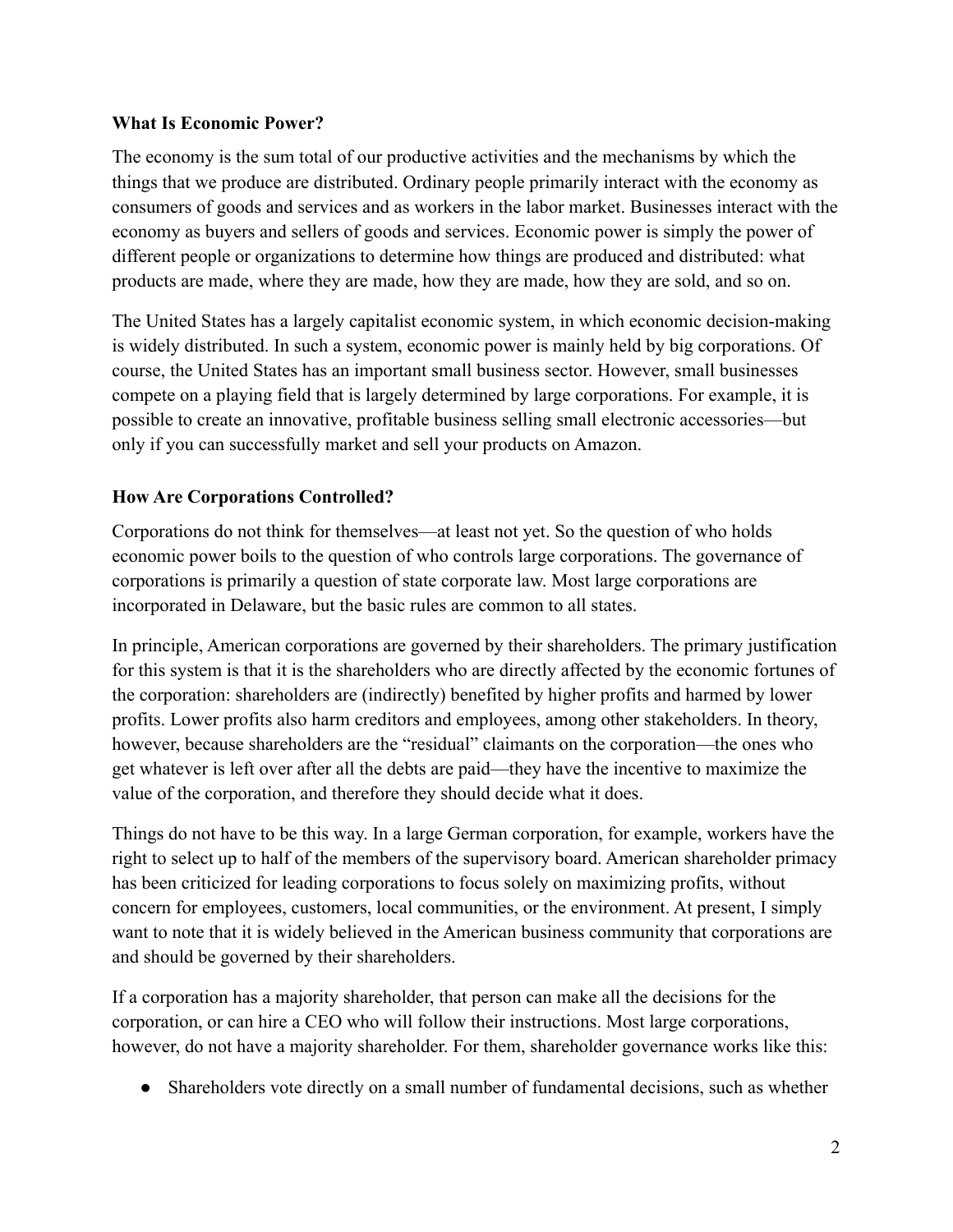**What Is Economic Power?**

The economy is the sum total of our productive activities and the mechanisms by which the things that we produce are distributed. Ordinary people primarily interact with the economy as consumers of goods and services and as workers in the labor market. Businesses interact with the economy as buyers and sellers of goods and services. Economic power is simply the power of different people or organizations to determine how things are produced and distributed: what products are made, where they are made, how they are made, how they are sold, and so on.

The United States has a largely capitalist economic system, in which economic decision-making is widely distributed. In such a system, economic power is mainly held by big corporations. Of course, the United States has an important small business sector. However, small businesses compete on a playing field that is largely determined by large corporations. For example, it is possible to create an innovative, profitable business selling small electronic accessories—but only if you can successfully market and sell your products on Amazon.

**How Are Corporations Controlled?**

Corporations do not think for themselves—at least not yet. So the question of who holds economic power boils to the question of who controls large corporations. The governance of corporations is primarily a question of state corporate law. Most large corporations are incorporated in Delaware, but the basic rules are common to all states.

In principle, American corporations are governed by their shareholders. The primary justification for this system is that it is the shareholders who are directly affected by the economic fortunes of the corporation: shareholders are (indirectly) benefited by higher profits and harmed by lower profits. Lower profits also harm creditors and employees, among other stakeholders. In theory, however, because shareholders are the "residual" claimants on the corporation—the ones who get whatever is left over after all the debts are paid—they have the incentive to maximize the value of the corporation, and therefore they should decide what it does.

Things do not have to be this way. In a large German corporation, for example, workers have the right to select up to half of the members of the supervisory board. American shareholder primacy has been criticized for leading corporations to focus solely on maximizing profits, without concern for employees, customers, local communities, or the environment. At present, I simply want to note that it is widely believed in the American business community that corporations are and should be governed by their shareholders.

If a corporation has a majority shareholder, that person can make all the decisions for the corporation, or can hire a CEO who will follow their instructions. Most large corporations, however, do not have a majority shareholder. For them, shareholder governance works like this:

- Shareholders vote directly on a small number of fundamental decisions, such as whether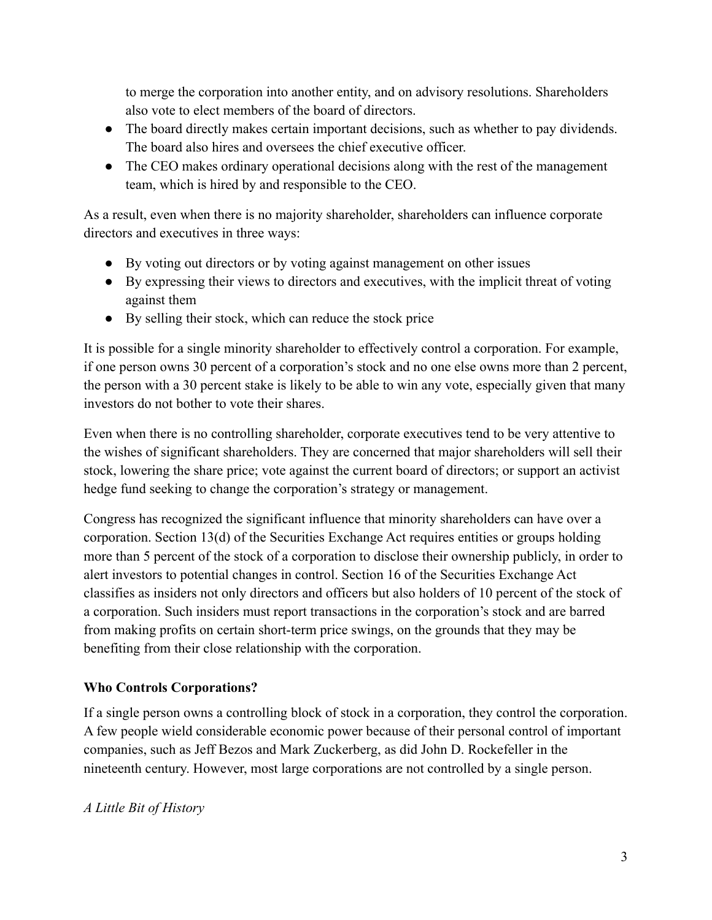to merge the corporation into another entity, and on advisory resolutions. Shareholders also vote to elect members of the board of directors.

- The board directly makes certain important decisions, such as whether to pay dividends. The board also hires and oversees the chief executive officer.
- The CEO makes ordinary operational decisions along with the rest of the management team, which is hired by and responsible to the CEO.

As a result, even when there is no majority shareholder, shareholders can influence corporate directors and executives in three ways:

- By voting out directors or by voting against management on other issues
- By expressing their views to directors and executives, with the implicit threat of voting against them
- By selling their stock, which can reduce the stock price

It is possible for a single minority shareholder to effectively control a corporation. For example, if one person owns 30 percent of a corporation's stock and no one else owns more than 2 percent, the person with a 30 percent stake is likely to be able to win any vote, especially given that many investors do not bother to vote their shares.

Even when there is no controlling shareholder, corporate executives tend to be very attentive to the wishes of significant shareholders. They are concerned that major shareholders will sell their stock, lowering the share price; vote against the current board of directors; or support an activist hedge fund seeking to change the corporation's strategy or management.

Congress has recognized the significant influence that minority shareholders can have over a corporation. Section 13(d) of the Securities Exchange Act requires entities or groups holding more than 5 percent of the stock of a corporation to disclose their ownership publicly, in order to alert investors to potential changes in control. Section 16 of the Securities Exchange Act classifies as insiders not only directors and officers but also holders of 10 percent of the stock of a corporation. Such insiders must report transactions in the corporation's stock and are barred from making profits on certain short-term price swings, on the grounds that they may be benefiting from their close relationship with the corporation.

**Who Controls Corporations?**

If a single person owns a controlling block of stock in a corporation, they control the corporation. A few people wield considerable economic power because of their personal control of important companies, such as Jeff Bezos and Mark Zuckerberg, as did John D. Rockefeller in the nineteenth century. However, most large corporations are not controlled by a single person.

*A Little Bit of History*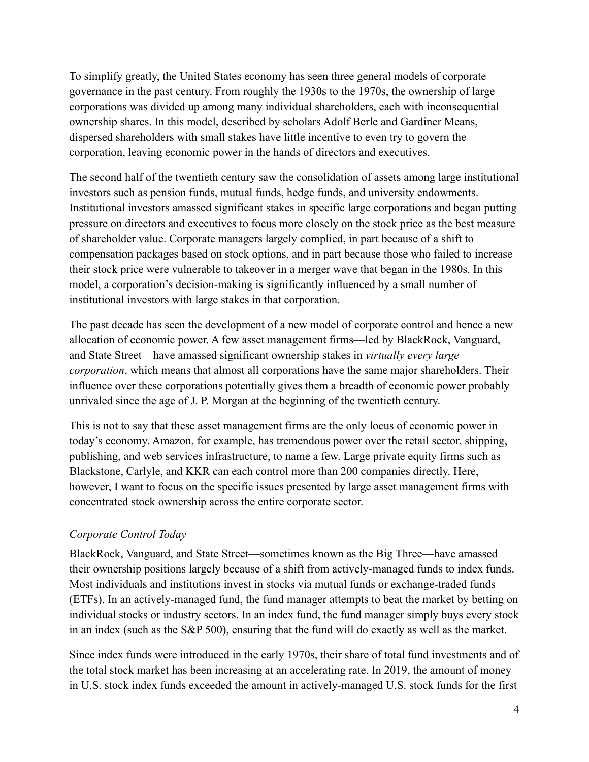To simplify greatly, the United States economy has seen three general models of corporate governance in the past century. From roughly the 1930s to the 1970s, the ownership of large corporations was divided up among many individual shareholders, each with inconsequential ownership shares. In this model, described by scholars Adolf Berle and Gardiner Means, dispersed shareholders with small stakes have little incentive to even try to govern the corporation, leaving economic power in the hands of directors and executives.

The second half of the twentieth century saw the consolidation of assets among large institutional investors such as pension funds, mutual funds, hedge funds, and university endowments. Institutional investors amassed significant stakes in specific large corporations and began putting pressure on directors and executives to focus more closely on the stock price as the best measure of shareholder value. Corporate managers largely complied, in part because of a shift to compensation packages based on stock options, and in part because those who failed to increase their stock price were vulnerable to takeover in a merger wave that began in the 1980s. In this model, a corporation's decision-making is significantly influenced by a small number of institutional investors with large stakes in that corporation.

The past decade has seen the development of a new model of corporate control and hence a new allocation of economic power. A few asset management firms—led by BlackRock, Vanguard, and State Street—have amassed significant ownership stakes in *virtually every large corporation*, which means that almost all corporations have the same major shareholders. Their influence over these corporations potentially gives them a breadth of economic power probably unrivaled since the age of J. P. Morgan at the beginning of the twentieth century.

This is not to say that these asset management firms are the only locus of economic power in today's economy. Amazon, for example, has tremendous power over the retail sector, shipping, publishing, and web services infrastructure, to name a few. Large private equity firms such as Blackstone, Carlyle, and KKR can each control more than 200 companies directly. Here, however, I want to focus on the specific issues presented by large asset management firms with concentrated stock ownership across the entire corporate sector.

### *Corporate Control Today*

BlackRock, Vanguard, and State Street—sometimes known as the Big Three—have amassed their ownership positions largely because of a shift from actively-managed funds to index funds. Most individuals and institutions invest in stocks via mutual funds or exchange-traded funds (ETFs). In an actively-managed fund, the fund manager attempts to beat the market by betting on individual stocks or industry sectors. In an index fund, the fund manager simply buys every stock in an index (such as the S&P 500), ensuring that the fund will do exactly as well as the market.

Since index funds were introduced in the early 1970s, their share of total fund investments and of the total stock market has been increasing at an accelerating rate. In 2019, the amount of money in U.S. stock index funds exceeded the amount in actively-managed U.S. stock funds for the first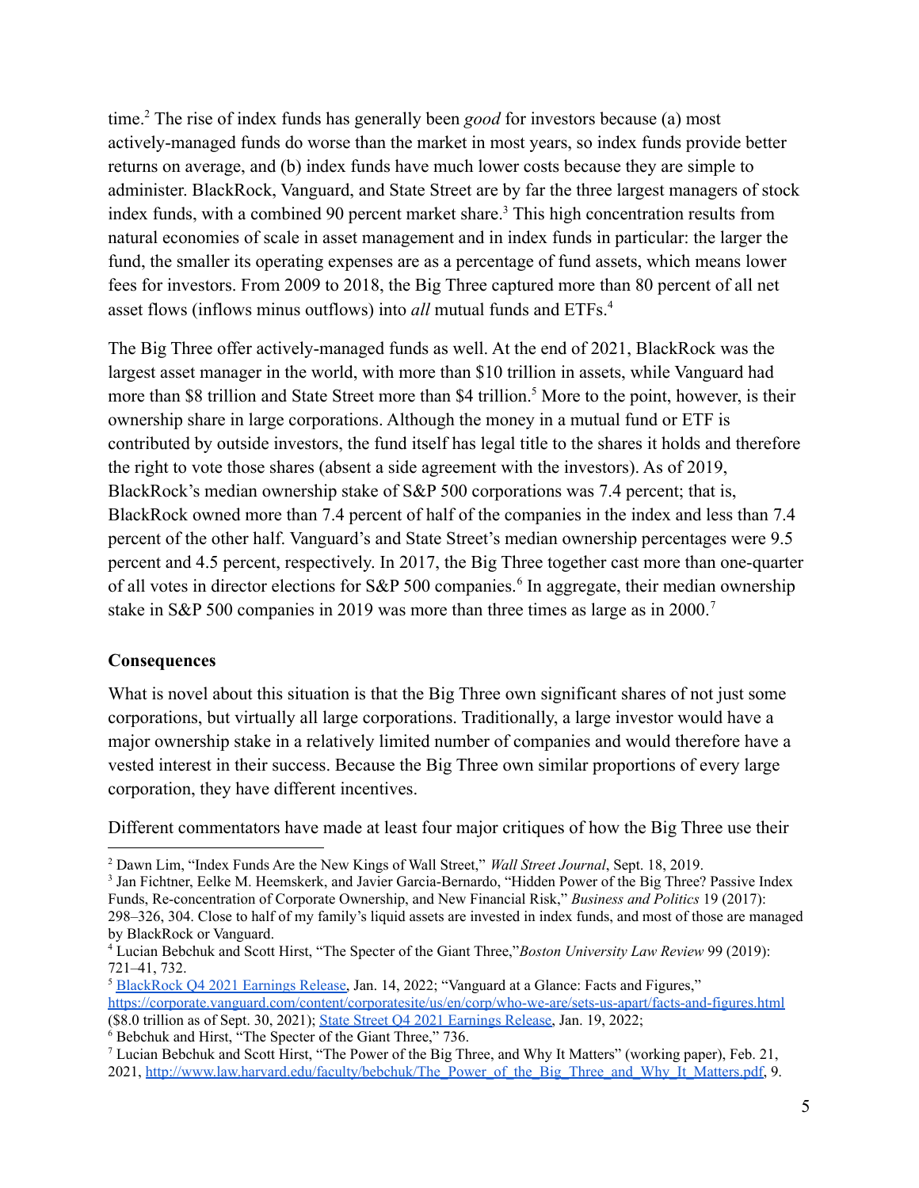time.[2] The rise of index funds has generally been *good* for investors because (a) most actively-managed funds do worse than the market in most years, so index funds provide better returns on average, and (b) index funds have much lower costs because they are simple to administer. BlackRock, Vanguard, and State Street are by far the three largest managers of stock index funds, with a combined 90 percent market share.[3] This high concentration results from natural economies of scale in asset management and in index funds in particular: the larger the fund, the smaller its operating expenses are as a percentage of fund assets, which means lower fees for investors. From 2009 to 2018, the Big Three captured more than 80 percent of all net asset flows (inflows minus outflows) into *all* mutual funds and ETFs.[4]

The Big Three offer actively-managed funds as well. At the end of 2021, BlackRock was the largest asset manager in the world, with more than $10 trillion in assets, while Vanguard had more than $8 trillion and State Street more than $4 trillion.[5] More to the point, however, is their ownership share in large corporations. Although the money in a mutual fund or ETF is contributed by outside investors, the fund itself has legal title to the shares it holds and therefore the right to vote those shares (absent a side agreement with the investors). As of 2019, BlackRock's median ownership stake of S&P 500 corporations was 7.4 percent; that is, BlackRock owned more than 7.4 percent of half of the companies in the index and less than 7.4 percent of the other half. Vanguard's and State Street's median ownership percentages were 9.5 percent and 4.5 percent, respectively. In 2017, the Big Three together cast more than one-quarter of all votes in director elections for S&P 500 companies.[6] In aggregate, their median ownership stake in S&P 500 companies in 2019 was more than three times as large as in 2000.[7]

**Consequences**

What is novel about this situation is that the Big Three own significant shares of not just some corporations, but virtually all large corporations. Traditionally, a large investor would have a major ownership stake in a relatively limited number of companies and would therefore have a vested interest in their success. Because the Big Three own similar proportions of every large corporation, they have different incentives.

Different commentators have made at least four major critiques of how the Big Three use their

---

[2] Dawn Lim, "Index Funds Are the New Kings of Wall Street," *Wall Street Journal*, Sept. 18, 2019.

[3] Jan Fichtner, Eelke M. Heemskerk, and Javier Garcia-Bernardo, "Hidden Power of the Big Three? Passive Index Funds, Re-concentration of Corporate Ownership, and New Financial Risk," *Business and Politics* 19 (2017): 298–326, 304. Close to half of my family's liquid assets are invested in index funds, and most of those are managed by BlackRock or Vanguard.

[4] Lucian Bebchuk and Scott Hirst, "The Specter of the Giant Three," *Boston University Law Review* 99 (2019): 721–41, 732.

[5] BlackRock Q4 2021 Earnings Release, Jan. 14, 2022; "Vanguard at a Glance: Facts and Figures," https://corporate.vanguard.com/content/corporatesite/us/en/corp/who-we-are/sets-us-apart/facts-and-figures.html ($8.0 trillion as of Sept. 30, 2021); State Street Q4 2021 Earnings Release, Jan. 19, 2022;

[6] Bebchuk and Hirst, "The Specter of the Giant Three," 736.

[7] Lucian Bebchuk and Scott Hirst, "The Power of the Big Three, and Why It Matters" (working paper), Feb. 21, 2021, http://www.law.harvard.edu/faculty/bebchuk/The_Power_of_the_Big_Three_and_Why_It_Matters.pdf, 9.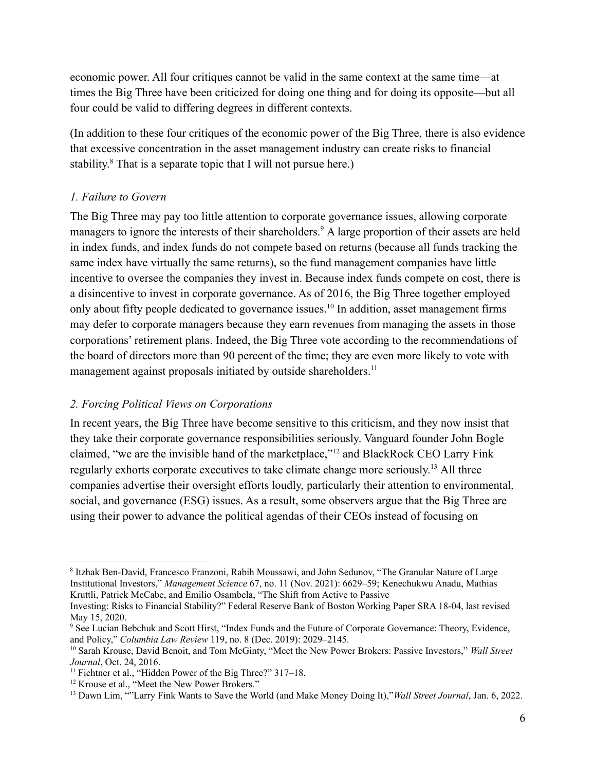economic power. All four critiques cannot be valid in the same context at the same time—at times the Big Three have been criticized for doing one thing and for doing its opposite—but all four could be valid to differing degrees in different contexts.

(In addition to these four critiques of the economic power of the Big Three, there is also evidence that excessive concentration in the asset management industry can create risks to financial stability.[8] That is a separate topic that I will not pursue here.)

### *1. Failure to Govern*

The Big Three may pay too little attention to corporate governance issues, allowing corporate managers to ignore the interests of their shareholders.[9] A large proportion of their assets are held in index funds, and index funds do not compete based on returns (because all funds tracking the same index have virtually the same returns), so the fund management companies have little incentive to oversee the companies they invest in. Because index funds compete on cost, there is a disincentive to invest in corporate governance. As of 2016, the Big Three together employed only about fifty people dedicated to governance issues.[10] In addition, asset management firms may defer to corporate managers because they earn revenues from managing the assets in those corporations' retirement plans. Indeed, the Big Three vote according to the recommendations of the board of directors more than 90 percent of the time; they are even more likely to vote with management against proposals initiated by outside shareholders.[11]

### *2. Forcing Political Views on Corporations*

In recent years, the Big Three have become sensitive to this criticism, and they now insist that they take their corporate governance responsibilities seriously. Vanguard founder John Bogle claimed, "we are the invisible hand of the marketplace,"[12] and BlackRock CEO Larry Fink regularly exhorts corporate executives to take climate change more seriously.[13] All three companies advertise their oversight efforts loudly, particularly their attention to environmental, social, and governance (ESG) issues. As a result, some observers argue that the Big Three are using their power to advance the political agendas of their CEOs instead of focusing on

---

[8] Itzhak Ben-David, Francesco Franzoni, Rabih Moussawi, and John Sedunov, "The Granular Nature of Large Institutional Investors," *Management Science* 67, no. 11 (Nov. 2021): 6629–59; Kenechukwu Anadu, Mathias Kruttli, Patrick McCabe, and Emilio Osambela, "The Shift from Active to Passive Investing: Risks to Financial Stability?" Federal Reserve Bank of Boston Working Paper SRA 18-04, last revised May 15, 2020.

[9] See Lucian Bebchuk and Scott Hirst, "Index Funds and the Future of Corporate Governance: Theory, Evidence, and Policy," *Columbia Law Review* 119, no. 8 (Dec. 2019): 2029–2145.

[10] Sarah Krouse, David Benoit, and Tom McGinty, "Meet the New Power Brokers: Passive Investors," *Wall Street Journal*, Oct. 24, 2016.

[11] Fichtner et al., "Hidden Power of the Big Three?" 317–18.

[12] Krouse et al., "Meet the New Power Brokers."

[13] Dawn Lim, ""Larry Fink Wants to Save the World (and Make Money Doing It),"*Wall Street Journal*, Jan. 6, 2022.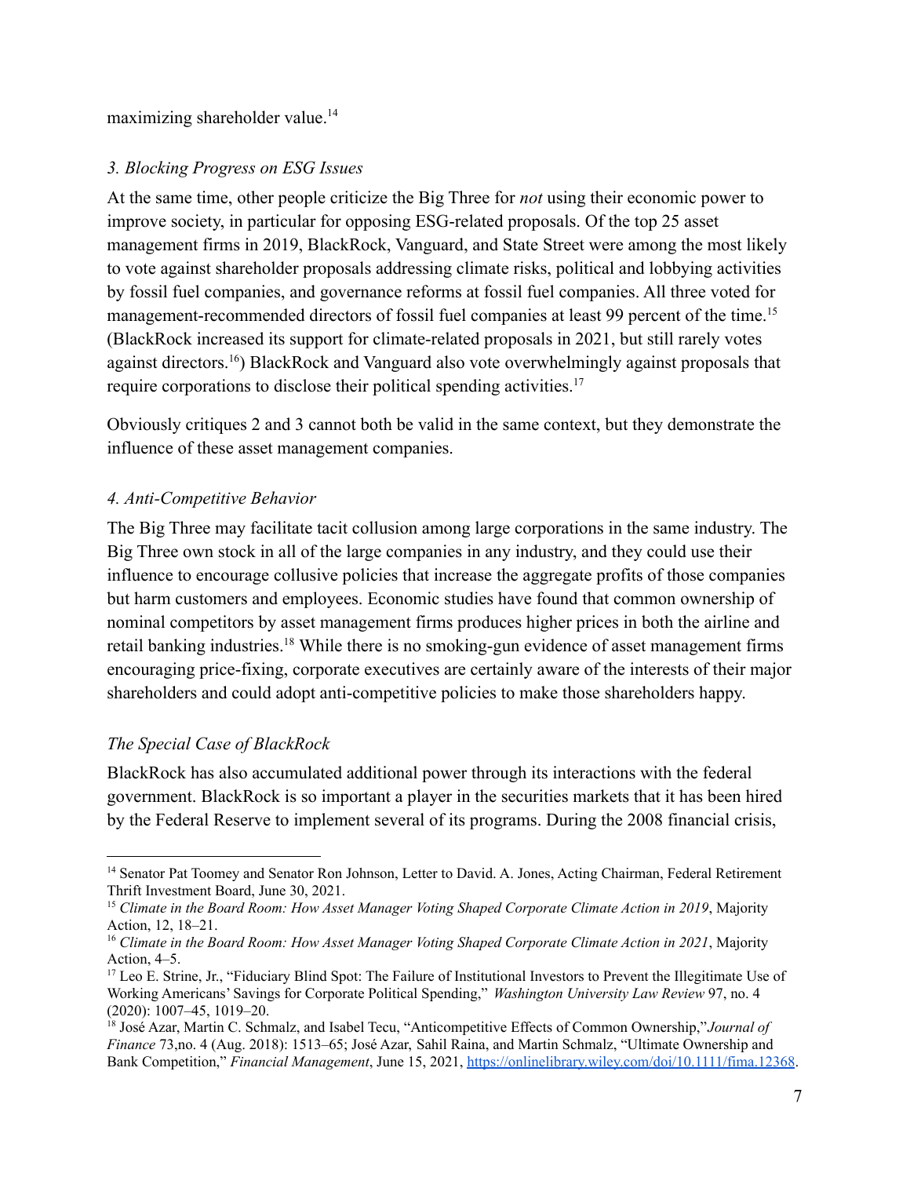maximizing shareholder value.[14]

*3. Blocking Progress on ESG Issues*

At the same time, other people criticize the Big Three for *not* using their economic power to improve society, in particular for opposing ESG-related proposals. Of the top 25 asset management firms in 2019, BlackRock, Vanguard, and State Street were among the most likely to vote against shareholder proposals addressing climate risks, political and lobbying activities by fossil fuel companies, and governance reforms at fossil fuel companies. All three voted for management-recommended directors of fossil fuel companies at least 99 percent of the time.[15] (BlackRock increased its support for climate-related proposals in 2021, but still rarely votes against directors.[16]) BlackRock and Vanguard also vote overwhelmingly against proposals that require corporations to disclose their political spending activities.[17]

Obviously critiques 2 and 3 cannot both be valid in the same context, but they demonstrate the influence of these asset management companies.

*4. Anti-Competitive Behavior*

The Big Three may facilitate tacit collusion among large corporations in the same industry. The Big Three own stock in all of the large companies in any industry, and they could use their influence to encourage collusive policies that increase the aggregate profits of those companies but harm customers and employees. Economic studies have found that common ownership of nominal competitors by asset management firms produces higher prices in both the airline and retail banking industries.[18] While there is no smoking-gun evidence of asset management firms encouraging price-fixing, corporate executives are certainly aware of the interests of their major shareholders and could adopt anti-competitive policies to make those shareholders happy.

*The Special Case of BlackRock*

BlackRock has also accumulated additional power through its interactions with the federal government. BlackRock is so important a player in the securities markets that it has been hired by the Federal Reserve to implement several of its programs. During the 2008 financial crisis,

---

[14] Senator Pat Toomey and Senator Ron Johnson, Letter to David. A. Jones, Acting Chairman, Federal Retirement Thrift Investment Board, June 30, 2021.

[15] *Climate in the Board Room: How Asset Manager Voting Shaped Corporate Climate Action in 2019*, Majority Action, 12, 18–21.

[16] *Climate in the Board Room: How Asset Manager Voting Shaped Corporate Climate Action in 2021*, Majority Action, 4–5.

[17] Leo E. Strine, Jr., "Fiduciary Blind Spot: The Failure of Institutional Investors to Prevent the Illegitimate Use of Working Americans' Savings for Corporate Political Spending," *Washington University Law Review* 97, no. 4 (2020): 1007–45, 1019–20.

[18] José Azar, Martin C. Schmalz, and Isabel Tecu, "Anticompetitive Effects of Common Ownership,"*Journal of Finance* 73,no. 4 (Aug. 2018): 1513–65; José Azar, Sahil Raina, and Martin Schmalz, "Ultimate Ownership and Bank Competition," *Financial Management*, June 15, 2021, https://onlinelibrary.wiley.com/doi/10.1111/fima.12368.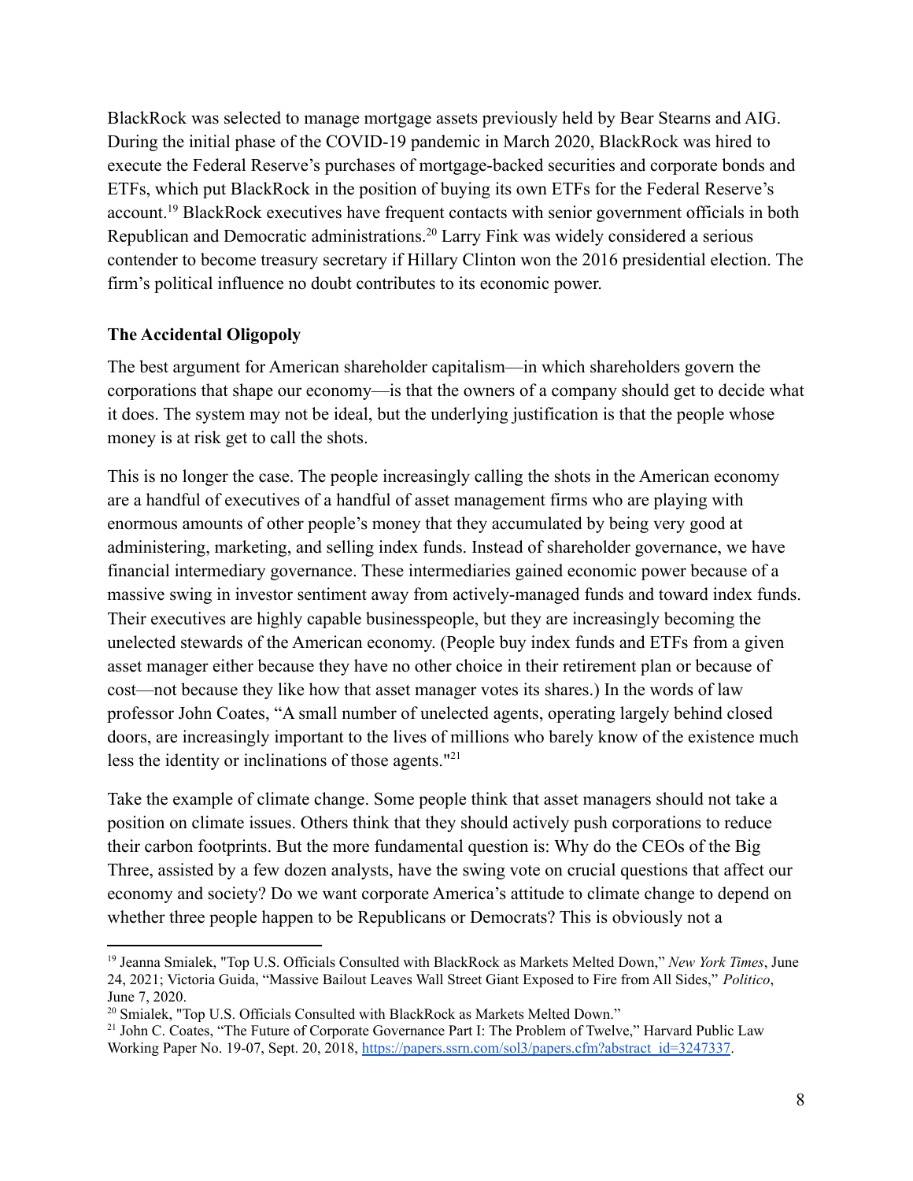BlackRock was selected to manage mortgage assets previously held by Bear Stearns and AIG. During the initial phase of the COVID-19 pandemic in March 2020, BlackRock was hired to execute the Federal Reserve's purchases of mortgage-backed securities and corporate bonds and ETFs, which put BlackRock in the position of buying its own ETFs for the Federal Reserve's account.[19] BlackRock executives have frequent contacts with senior government officials in both Republican and Democratic administrations.[20] Larry Fink was widely considered a serious contender to become treasury secretary if Hillary Clinton won the 2016 presidential election. The firm's political influence no doubt contributes to its economic power.

**The Accidental Oligopoly**

The best argument for American shareholder capitalism—in which shareholders govern the corporations that shape our economy—is that the owners of a company should get to decide what it does. The system may not be ideal, but the underlying justification is that the people whose money is at risk get to call the shots.

This is no longer the case. The people increasingly calling the shots in the American economy are a handful of executives of a handful of asset management firms who are playing with enormous amounts of other people's money that they accumulated by being very good at administering, marketing, and selling index funds. Instead of shareholder governance, we have financial intermediary governance. These intermediaries gained economic power because of a massive swing in investor sentiment away from actively-managed funds and toward index funds. Their executives are highly capable businesspeople, but they are increasingly becoming the unelected stewards of the American economy. (People buy index funds and ETFs from a given asset manager either because they have no other choice in their retirement plan or because of cost—not because they like how that asset manager votes its shares.) In the words of law professor John Coates, "A small number of unelected agents, operating largely behind closed doors, are increasingly important to the lives of millions who barely know of the existence much less the identity or inclinations of those agents."[21]

Take the example of climate change. Some people think that asset managers should not take a position on climate issues. Others think that they should actively push corporations to reduce their carbon footprints. But the more fundamental question is: Why do the CEOs of the Big Three, assisted by a few dozen analysts, have the swing vote on crucial questions that affect our economy and society? Do we want corporate America's attitude to climate change to depend on whether three people happen to be Republicans or Democrats? This is obviously not a

---

[19] Jeanna Smialek, "Top U.S. Officials Consulted with BlackRock as Markets Melted Down," *New York Times*, June 24, 2021; Victoria Guida, "Massive Bailout Leaves Wall Street Giant Exposed to Fire from All Sides," *Politico*, June 7, 2020.

[20] Smialek, "Top U.S. Officials Consulted with BlackRock as Markets Melted Down."

[21] John C. Coates, "The Future of Corporate Governance Part I: The Problem of Twelve," Harvard Public Law Working Paper No. 19-07, Sept. 20, 2018, https://papers.ssrn.com/sol3/papers.cfm?abstract_id=3247337.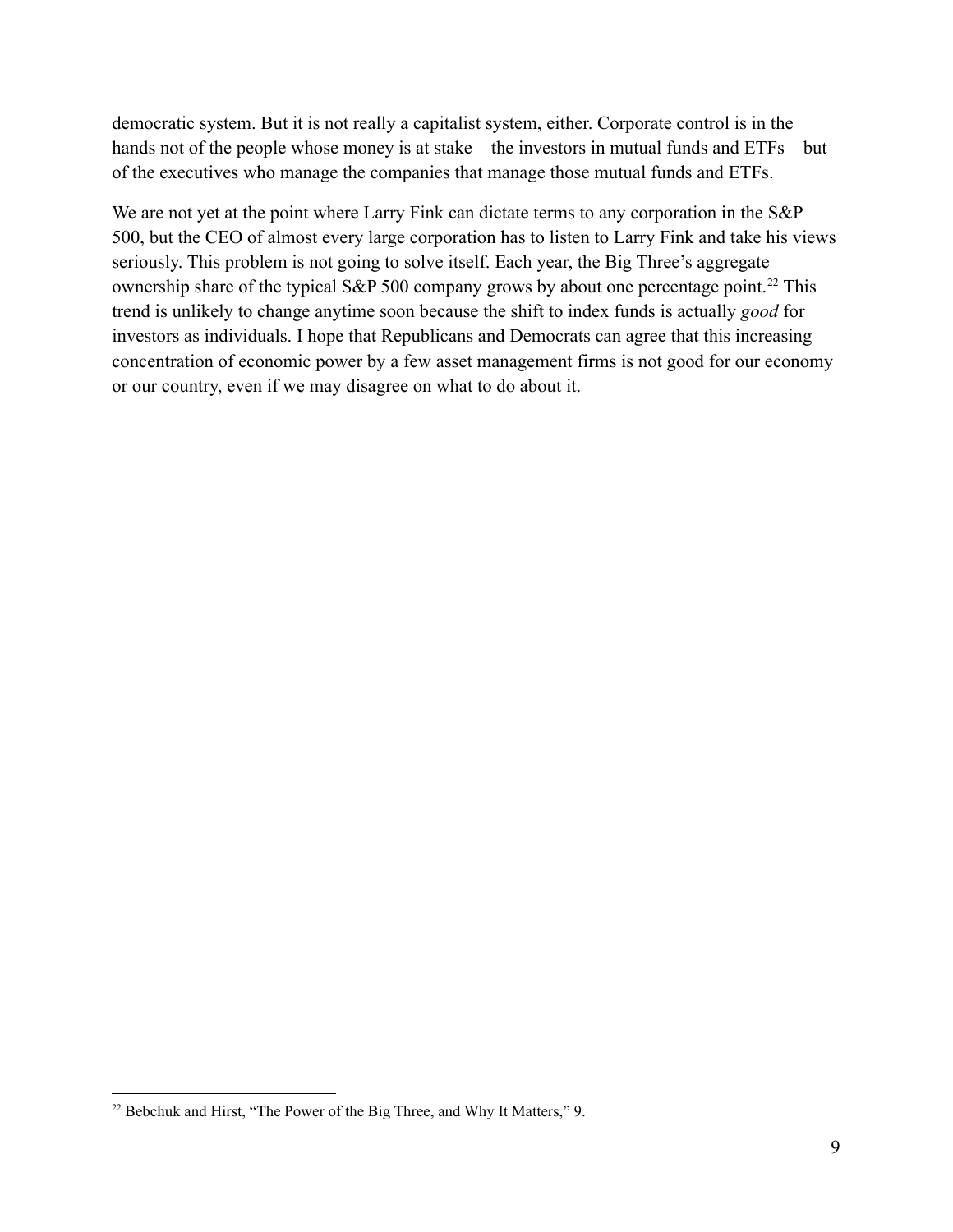democratic system. But it is not really a capitalist system, either. Corporate control is in the hands not of the people whose money is at stake—the investors in mutual funds and ETFs—but of the executives who manage the companies that manage those mutual funds and ETFs.

We are not yet at the point where Larry Fink can dictate terms to any corporation in the S&P 500, but the CEO of almost every large corporation has to listen to Larry Fink and take his views seriously. This problem is not going to solve itself. Each year, the Big Three's aggregate ownership share of the typical S&P 500 company grows by about one percentage point.[22] This trend is unlikely to change anytime soon because the shift to index funds is actually *good* for investors as individuals. I hope that Republicans and Democrats can agree that this increasing concentration of economic power by a few asset management firms is not good for our economy or our country, even if we may disagree on what to do about it.

---

[22] Bebchuk and Hirst, "The Power of the Big Three, and Why It Matters," 9.